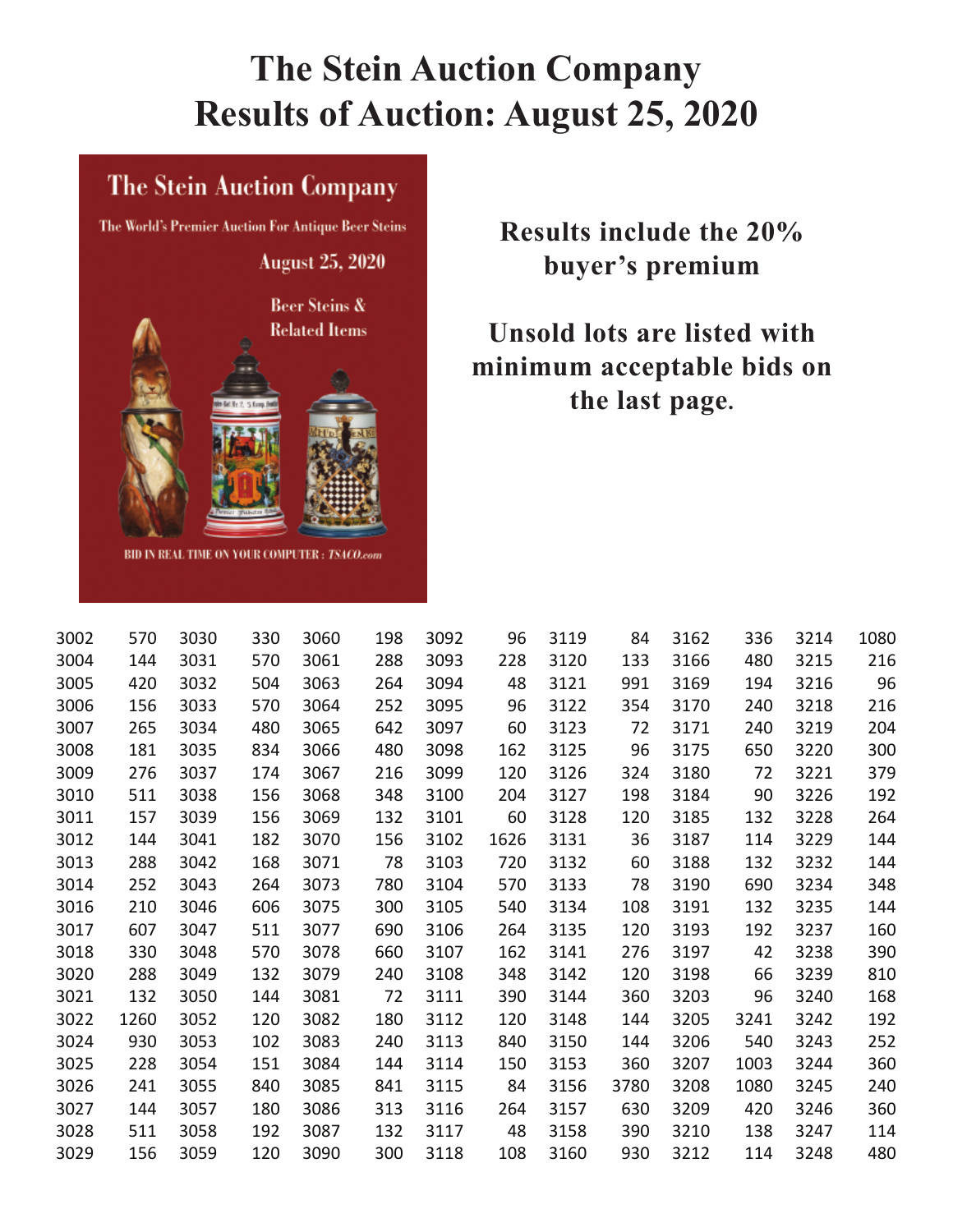# The Stein Auction Company
# Results of Auction: August 25, 2020

**Results include the 20% buyer's premium**

**Unsold lots are listed with minimum acceptable bids on the last page.**

| | | | | | | | | | | | | | |
|---|---|---|---|---|---|---|---|---|---|---|---|---|---|
| 3002 | 570 | 3030 | 330 | 3060 | 198 | 3092 | 96 | 3119 | 84 | 3162 | 336 | 3214 | 1080 |
| 3004 | 144 | 3031 | 570 | 3061 | 288 | 3093 | 228 | 3120 | 133 | 3166 | 480 | 3215 | 216 |
| 3005 | 420 | 3032 | 504 | 3063 | 264 | 3094 | 48 | 3121 | 991 | 3169 | 194 | 3216 | 96 |
| 3006 | 156 | 3033 | 570 | 3064 | 252 | 3095 | 96 | 3122 | 354 | 3170 | 240 | 3218 | 216 |
| 3007 | 265 | 3034 | 480 | 3065 | 642 | 3097 | 60 | 3123 | 72 | 3171 | 240 | 3219 | 204 |
| 3008 | 181 | 3035 | 834 | 3066 | 480 | 3098 | 162 | 3125 | 96 | 3175 | 650 | 3220 | 300 |
| 3009 | 276 | 3037 | 174 | 3067 | 216 | 3099 | 120 | 3126 | 324 | 3180 | 72 | 3221 | 379 |
| 3010 | 511 | 3038 | 156 | 3068 | 348 | 3100 | 204 | 3127 | 198 | 3184 | 90 | 3226 | 192 |
| 3011 | 157 | 3039 | 156 | 3069 | 132 | 3101 | 60 | 3128 | 120 | 3185 | 132 | 3228 | 264 |
| 3012 | 144 | 3041 | 182 | 3070 | 156 | 3102 | 1626 | 3131 | 36 | 3187 | 114 | 3229 | 144 |
| 3013 | 288 | 3042 | 168 | 3071 | 78 | 3103 | 720 | 3132 | 60 | 3188 | 132 | 3232 | 144 |
| 3014 | 252 | 3043 | 264 | 3073 | 780 | 3104 | 570 | 3133 | 78 | 3190 | 690 | 3234 | 348 |
| 3016 | 210 | 3046 | 606 | 3075 | 300 | 3105 | 540 | 3134 | 108 | 3191 | 132 | 3235 | 144 |
| 3017 | 607 | 3047 | 511 | 3077 | 690 | 3106 | 264 | 3135 | 120 | 3193 | 192 | 3237 | 160 |
| 3018 | 330 | 3048 | 570 | 3078 | 660 | 3107 | 162 | 3141 | 276 | 3197 | 42 | 3238 | 390 |
| 3020 | 288 | 3049 | 132 | 3079 | 240 | 3108 | 348 | 3142 | 120 | 3198 | 66 | 3239 | 810 |
| 3021 | 132 | 3050 | 144 | 3081 | 72 | 3111 | 390 | 3144 | 360 | 3203 | 96 | 3240 | 168 |
| 3022 | 1260 | 3052 | 120 | 3082 | 180 | 3112 | 120 | 3148 | 144 | 3205 | 3241 | 3242 | 192 |
| 3024 | 930 | 3053 | 102 | 3083 | 240 | 3113 | 840 | 3150 | 144 | 3206 | 540 | 3243 | 252 |
| 3025 | 228 | 3054 | 151 | 3084 | 144 | 3114 | 150 | 3153 | 360 | 3207 | 1003 | 3244 | 360 |
| 3026 | 241 | 3055 | 840 | 3085 | 841 | 3115 | 84 | 3156 | 3780 | 3208 | 1080 | 3245 | 240 |
| 3027 | 144 | 3057 | 180 | 3086 | 313 | 3116 | 264 | 3157 | 630 | 3209 | 420 | 3246 | 360 |
| 3028 | 511 | 3058 | 192 | 3087 | 132 | 3117 | 48 | 3158 | 390 | 3210 | 138 | 3247 | 114 |
| 3029 | 156 | 3059 | 120 | 3090 | 300 | 3118 | 108 | 3160 | 930 | 3212 | 114 | 3248 | 480 |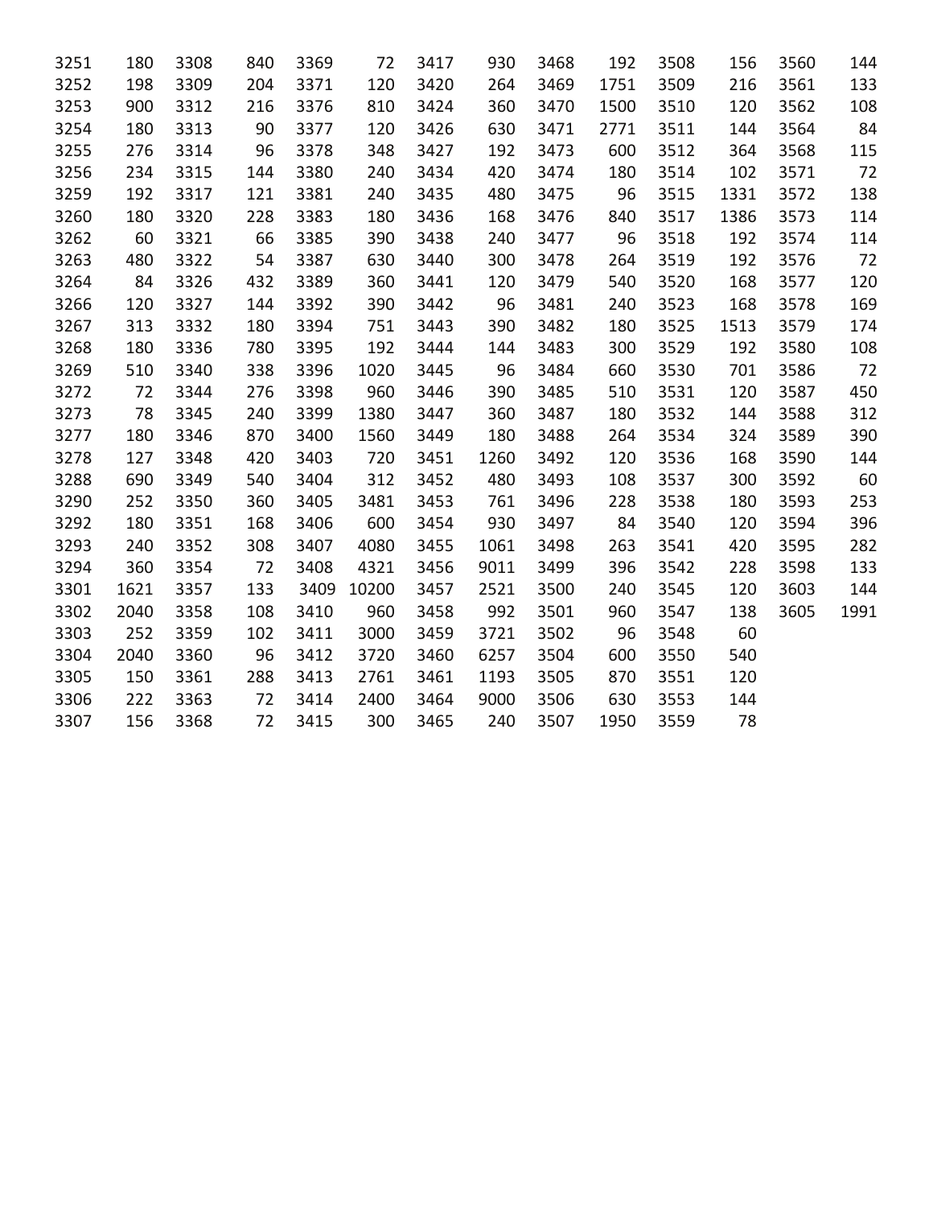| | | | | | | | | | | | | | |
|---|---|---|---|---|---|---|---|---|---|---|---|---|---|
| 3251 | 180 | 3308 | 840 | 3369 | 72 | 3417 | 930 | 3468 | 192 | 3508 | 156 | 3560 | 144 |
| 3252 | 198 | 3309 | 204 | 3371 | 120 | 3420 | 264 | 3469 | 1751 | 3509 | 216 | 3561 | 133 |
| 3253 | 900 | 3312 | 216 | 3376 | 810 | 3424 | 360 | 3470 | 1500 | 3510 | 120 | 3562 | 108 |
| 3254 | 180 | 3313 | 90 | 3377 | 120 | 3426 | 630 | 3471 | 2771 | 3511 | 144 | 3564 | 84 |
| 3255 | 276 | 3314 | 96 | 3378 | 348 | 3427 | 192 | 3473 | 600 | 3512 | 364 | 3568 | 115 |
| 3256 | 234 | 3315 | 144 | 3380 | 240 | 3434 | 420 | 3474 | 180 | 3514 | 102 | 3571 | 72 |
| 3259 | 192 | 3317 | 121 | 3381 | 240 | 3435 | 480 | 3475 | 96 | 3515 | 1331 | 3572 | 138 |
| 3260 | 180 | 3320 | 228 | 3383 | 180 | 3436 | 168 | 3476 | 840 | 3517 | 1386 | 3573 | 114 |
| 3262 | 60 | 3321 | 66 | 3385 | 390 | 3438 | 240 | 3477 | 96 | 3518 | 192 | 3574 | 114 |
| 3263 | 480 | 3322 | 54 | 3387 | 630 | 3440 | 300 | 3478 | 264 | 3519 | 192 | 3576 | 72 |
| 3264 | 84 | 3326 | 432 | 3389 | 360 | 3441 | 120 | 3479 | 540 | 3520 | 168 | 3577 | 120 |
| 3266 | 120 | 3327 | 144 | 3392 | 390 | 3442 | 96 | 3481 | 240 | 3523 | 168 | 3578 | 169 |
| 3267 | 313 | 3332 | 180 | 3394 | 751 | 3443 | 390 | 3482 | 180 | 3525 | 1513 | 3579 | 174 |
| 3268 | 180 | 3336 | 780 | 3395 | 192 | 3444 | 144 | 3483 | 300 | 3529 | 192 | 3580 | 108 |
| 3269 | 510 | 3340 | 338 | 3396 | 1020 | 3445 | 96 | 3484 | 660 | 3530 | 701 | 3586 | 72 |
| 3272 | 72 | 3344 | 276 | 3398 | 960 | 3446 | 390 | 3485 | 510 | 3531 | 120 | 3587 | 450 |
| 3273 | 78 | 3345 | 240 | 3399 | 1380 | 3447 | 360 | 3487 | 180 | 3532 | 144 | 3588 | 312 |
| 3277 | 180 | 3346 | 870 | 3400 | 1560 | 3449 | 180 | 3488 | 264 | 3534 | 324 | 3589 | 390 |
| 3278 | 127 | 3348 | 420 | 3403 | 720 | 3451 | 1260 | 3492 | 120 | 3536 | 168 | 3590 | 144 |
| 3288 | 690 | 3349 | 540 | 3404 | 312 | 3452 | 480 | 3493 | 108 | 3537 | 300 | 3592 | 60 |
| 3290 | 252 | 3350 | 360 | 3405 | 3481 | 3453 | 761 | 3496 | 228 | 3538 | 180 | 3593 | 253 |
| 3292 | 180 | 3351 | 168 | 3406 | 600 | 3454 | 930 | 3497 | 84 | 3540 | 120 | 3594 | 396 |
| 3293 | 240 | 3352 | 308 | 3407 | 4080 | 3455 | 1061 | 3498 | 263 | 3541 | 420 | 3595 | 282 |
| 3294 | 360 | 3354 | 72 | 3408 | 4321 | 3456 | 9011 | 3499 | 396 | 3542 | 228 | 3598 | 133 |
| 3301 | 1621 | 3357 | 133 | 3409 | 10200 | 3457 | 2521 | 3500 | 240 | 3545 | 120 | 3603 | 144 |
| 3302 | 2040 | 3358 | 108 | 3410 | 960 | 3458 | 992 | 3501 | 960 | 3547 | 138 | 3605 | 1991 |
| 3303 | 252 | 3359 | 102 | 3411 | 3000 | 3459 | 3721 | 3502 | 96 | 3548 | 60 | | |
| 3304 | 2040 | 3360 | 96 | 3412 | 3720 | 3460 | 6257 | 3504 | 600 | 3550 | 540 | | |
| 3305 | 150 | 3361 | 288 | 3413 | 2761 | 3461 | 1193 | 3505 | 870 | 3551 | 120 | | |
| 3306 | 222 | 3363 | 72 | 3414 | 2400 | 3464 | 9000 | 3506 | 630 | 3553 | 144 | | |
| 3307 | 156 | 3368 | 72 | 3415 | 300 | 3465 | 240 | 3507 | 1950 | 3559 | 78 | | |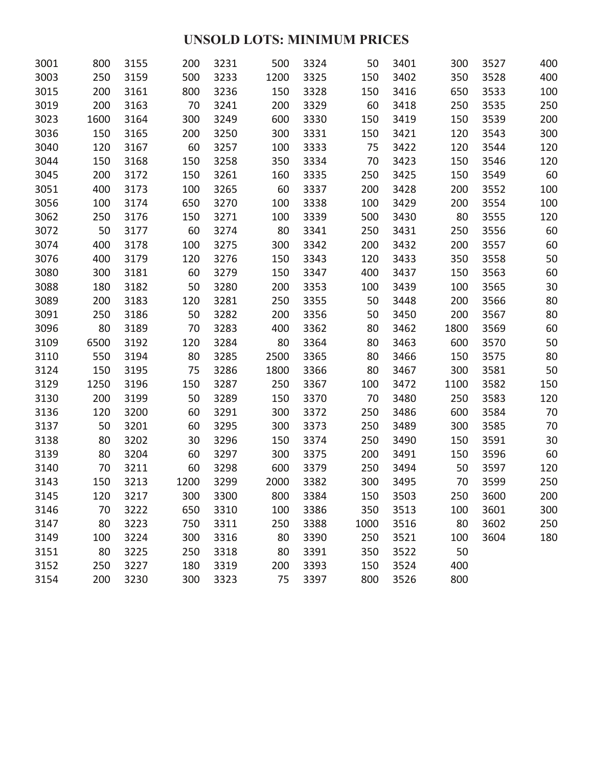# UNSOLD LOTS: MINIMUM PRICES

| | | | | | | | | | | | |
|---|---|---|---|---|---|---|---|---|---|---|---|
| 3001 | 800 | 3155 | 200 | 3231 | 500 | 3324 | 50 | 3401 | 300 | 3527 | 400 |
| 3003 | 250 | 3159 | 500 | 3233 | 1200 | 3325 | 150 | 3402 | 350 | 3528 | 400 |
| 3015 | 200 | 3161 | 800 | 3236 | 150 | 3328 | 150 | 3416 | 650 | 3533 | 100 |
| 3019 | 200 | 3163 | 70 | 3241 | 200 | 3329 | 60 | 3418 | 250 | 3535 | 250 |
| 3023 | 1600 | 3164 | 300 | 3249 | 600 | 3330 | 150 | 3419 | 150 | 3539 | 200 |
| 3036 | 150 | 3165 | 200 | 3250 | 300 | 3331 | 150 | 3421 | 120 | 3543 | 300 |
| 3040 | 120 | 3167 | 60 | 3257 | 100 | 3333 | 75 | 3422 | 120 | 3544 | 120 |
| 3044 | 150 | 3168 | 150 | 3258 | 350 | 3334 | 70 | 3423 | 150 | 3546 | 120 |
| 3045 | 200 | 3172 | 150 | 3261 | 160 | 3335 | 250 | 3425 | 150 | 3549 | 60 |
| 3051 | 400 | 3173 | 100 | 3265 | 60 | 3337 | 200 | 3428 | 200 | 3552 | 100 |
| 3056 | 100 | 3174 | 650 | 3270 | 100 | 3338 | 100 | 3429 | 200 | 3554 | 100 |
| 3062 | 250 | 3176 | 150 | 3271 | 100 | 3339 | 500 | 3430 | 80 | 3555 | 120 |
| 3072 | 50 | 3177 | 60 | 3274 | 80 | 3341 | 250 | 3431 | 250 | 3556 | 60 |
| 3074 | 400 | 3178 | 100 | 3275 | 300 | 3342 | 200 | 3432 | 200 | 3557 | 60 |
| 3076 | 400 | 3179 | 120 | 3276 | 150 | 3343 | 120 | 3433 | 350 | 3558 | 50 |
| 3080 | 300 | 3181 | 60 | 3279 | 150 | 3347 | 400 | 3437 | 150 | 3563 | 60 |
| 3088 | 180 | 3182 | 50 | 3280 | 200 | 3353 | 100 | 3439 | 100 | 3565 | 30 |
| 3089 | 200 | 3183 | 120 | 3281 | 250 | 3355 | 50 | 3448 | 200 | 3566 | 80 |
| 3091 | 250 | 3186 | 50 | 3282 | 200 | 3356 | 50 | 3450 | 200 | 3567 | 80 |
| 3096 | 80 | 3189 | 70 | 3283 | 400 | 3362 | 80 | 3462 | 1800 | 3569 | 60 |
| 3109 | 6500 | 3192 | 120 | 3284 | 80 | 3364 | 80 | 3463 | 600 | 3570 | 50 |
| 3110 | 550 | 3194 | 80 | 3285 | 2500 | 3365 | 80 | 3466 | 150 | 3575 | 80 |
| 3124 | 150 | 3195 | 75 | 3286 | 1800 | 3366 | 80 | 3467 | 300 | 3581 | 50 |
| 3129 | 1250 | 3196 | 150 | 3287 | 250 | 3367 | 100 | 3472 | 1100 | 3582 | 150 |
| 3130 | 200 | 3199 | 50 | 3289 | 150 | 3370 | 70 | 3480 | 250 | 3583 | 120 |
| 3136 | 120 | 3200 | 60 | 3291 | 300 | 3372 | 250 | 3486 | 600 | 3584 | 70 |
| 3137 | 50 | 3201 | 60 | 3295 | 300 | 3373 | 250 | 3489 | 300 | 3585 | 70 |
| 3138 | 80 | 3202 | 30 | 3296 | 150 | 3374 | 250 | 3490 | 150 | 3591 | 30 |
| 3139 | 80 | 3204 | 60 | 3297 | 300 | 3375 | 200 | 3491 | 150 | 3596 | 60 |
| 3140 | 70 | 3211 | 60 | 3298 | 600 | 3379 | 250 | 3494 | 50 | 3597 | 120 |
| 3143 | 150 | 3213 | 1200 | 3299 | 2000 | 3382 | 300 | 3495 | 70 | 3599 | 250 |
| 3145 | 120 | 3217 | 300 | 3300 | 800 | 3384 | 150 | 3503 | 250 | 3600 | 200 |
| 3146 | 70 | 3222 | 650 | 3310 | 100 | 3386 | 350 | 3513 | 100 | 3601 | 300 |
| 3147 | 80 | 3223 | 750 | 3311 | 250 | 3388 | 1000 | 3516 | 80 | 3602 | 250 |
| 3149 | 100 | 3224 | 300 | 3316 | 80 | 3390 | 250 | 3521 | 100 | 3604 | 180 |
| 3151 | 80 | 3225 | 250 | 3318 | 80 | 3391 | 350 | 3522 | 50 | | |
| 3152 | 250 | 3227 | 180 | 3319 | 200 | 3393 | 150 | 3524 | 400 | | |
| 3154 | 200 | 3230 | 300 | 3323 | 75 | 3397 | 800 | 3526 | 800 | | |